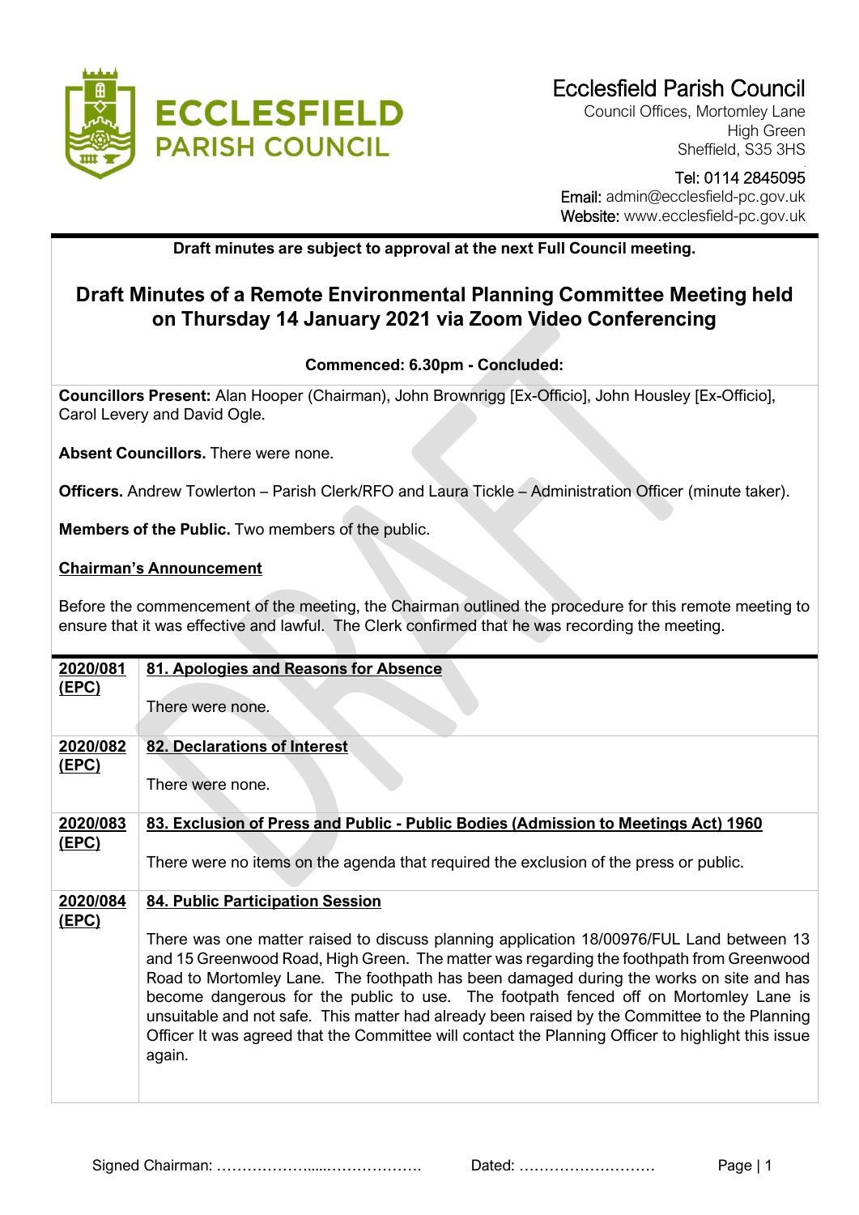# Ecclesfield Parish Council

Council Offices, Mortomley Lane
High Green
Sheffield, S35 3HS

Tel: 0114 2845095
Email: admin@ecclesfield-pc.gov.uk
Website: www.ecclesfield-pc.gov.uk

**Draft minutes are subject to approval at the next Full Council meeting.**

## Draft Minutes of a Remote Environmental Planning Committee Meeting held on Thursday 14 January 2021 via Zoom Video Conferencing

**Commenced: 6.30pm - Concluded:**

**Councillors Present:** Alan Hooper (Chairman), John Brownrigg [Ex-Officio], John Housley [Ex-Officio], Carol Levery and David Ogle.

**Absent Councillors.** There were none.

**Officers.** Andrew Towlerton – Parish Clerk/RFO and Laura Tickle – Administration Officer (minute taker).

**Members of the Public.** Two members of the public.

**Chairman's Announcement**

Before the commencement of the meeting, the Chairman outlined the procedure for this remote meeting to ensure that it was effective and lawful. The Clerk confirmed that he was recording the meeting.

| | |
|---|---|
| **2020/081 (EPC)** | **81. Apologies and Reasons for Absence**<br><br>There were none. |
| **2020/082 (EPC)** | **82. Declarations of Interest**<br><br>There were none. |
| **2020/083 (EPC)** | **83. Exclusion of Press and Public - Public Bodies (Admission to Meetings Act) 1960**<br><br>There were no items on the agenda that required the exclusion of the press or public. |
| **2020/084 (EPC)** | **84. Public Participation Session**<br><br>There was one matter raised to discuss planning application 18/00976/FUL Land between 13 and 15 Greenwood Road, High Green. The matter was regarding the footpath from Greenwood Road to Mortomley Lane. The footpath has been damaged during the works on site and has become dangerous for the public to use. The footpath fenced off on Mortomley Lane is unsuitable and not safe. This matter had already been raised by the Committee to the Planning Officer It was agreed that the Committee will contact the Planning Officer to highlight this issue again. |

Signed Chairman: ………………....………………. Dated: ………………………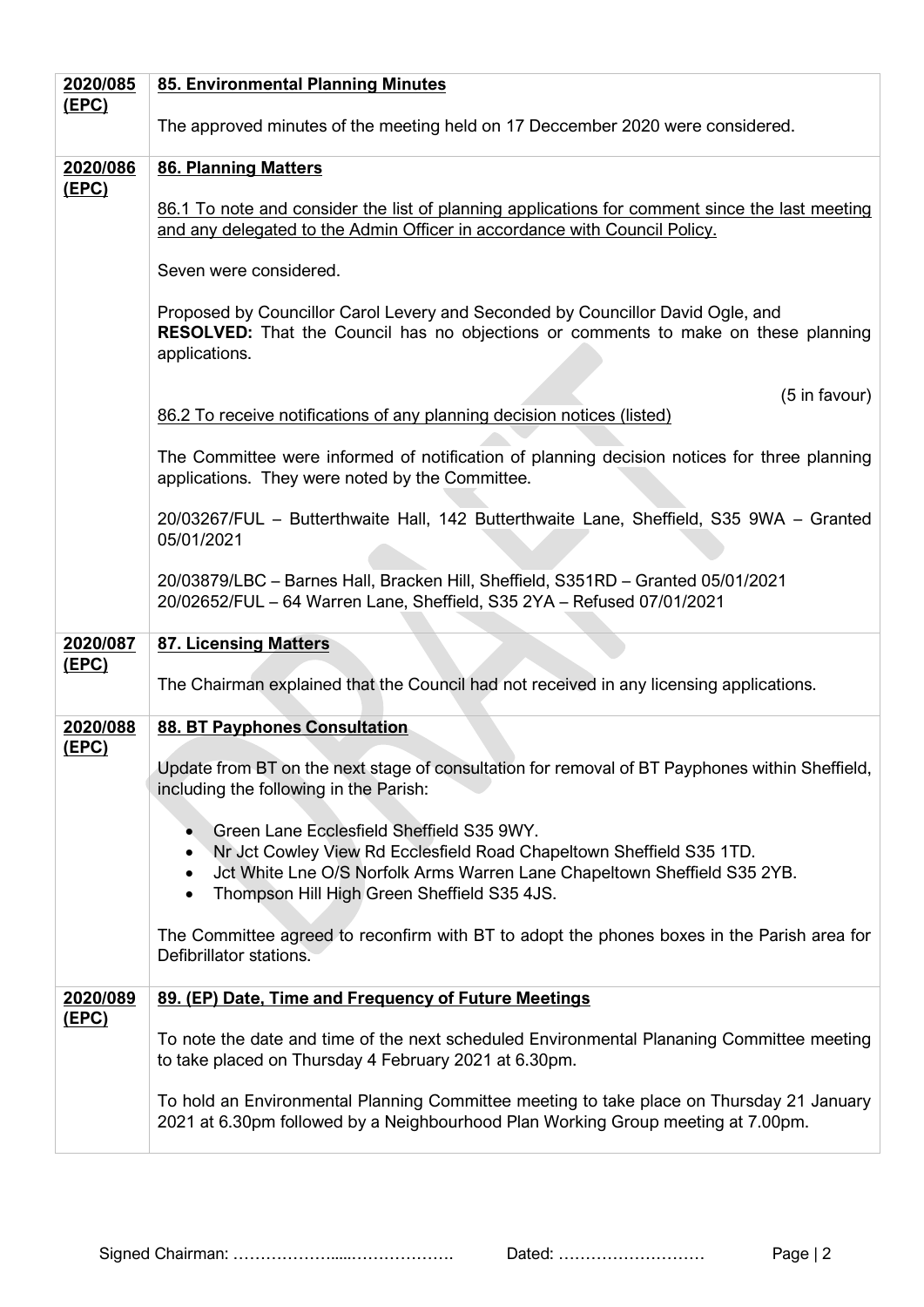| | |
|---|---|
| **2020/085 (EPC)** | **85. Environmental Planning Minutes**<br><br>The approved minutes of the meeting held on 17 Deccember 2020 were considered. |
| **2020/086 (EPC)** | **86. Planning Matters**<br><br>86.1 To note and consider the list of planning applications for comment since the last meeting and any delegated to the Admin Officer in accordance with Council Policy.<br><br>Seven were considered.<br><br>Proposed by Councillor Carol Levery and Seconded by Councillor David Ogle, and **RESOLVED:** That the Council has no objections or comments to make on these planning applications.<br><br>(5 in favour)<br><br>86.2 To receive notifications of any planning decision notices (listed)<br><br>The Committee were informed of notification of planning decision notices for three planning applications. They were noted by the Committee.<br><br>20/03267/FUL – Butterthwaite Hall, 142 Butterthwaite Lane, Sheffield, S35 9WA – Granted 05/01/2021<br><br>20/03879/LBC – Barnes Hall, Bracken Hill, Sheffield, S351RD – Granted 05/01/2021<br>20/02652/FUL – 64 Warren Lane, Sheffield, S35 2YA – Refused 07/01/2021 |
| **2020/087 (EPC)** | **87. Licensing Matters**<br><br>The Chairman explained that the Council had not received in any licensing applications. |
| **2020/088 (EPC)** | **88. BT Payphones Consultation**<br><br>Update from BT on the next stage of consultation for removal of BT Payphones within Sheffield, including the following in the Parish:<br><br>• Green Lane Ecclesfield Sheffield S35 9WY.<br>• Nr Jct Cowley View Rd Ecclesfield Road Chapeltown Sheffield S35 1TD.<br>• Jct White Lne O/S Norfolk Arms Warren Lane Chapeltown Sheffield S35 2YB.<br>• Thompson Hill High Green Sheffield S35 4JS.<br><br>The Committee agreed to reconfirm with BT to adopt the phones boxes in the Parish area for Defibrillator stations. |
| **2020/089 (EPC)** | **89. (EP) Date, Time and Frequency of Future Meetings**<br><br>To note the date and time of the next scheduled Environmental Plananing Committee meeting to take placed on Thursday 4 February 2021 at 6.30pm.<br><br>To hold an Environmental Planning Committee meeting to take place on Thursday 21 January 2021 at 6.30pm followed by a Neighbourhood Plan Working Group meeting at 7.00pm. |

Signed Chairman: ………………....………………. Dated: ………………………